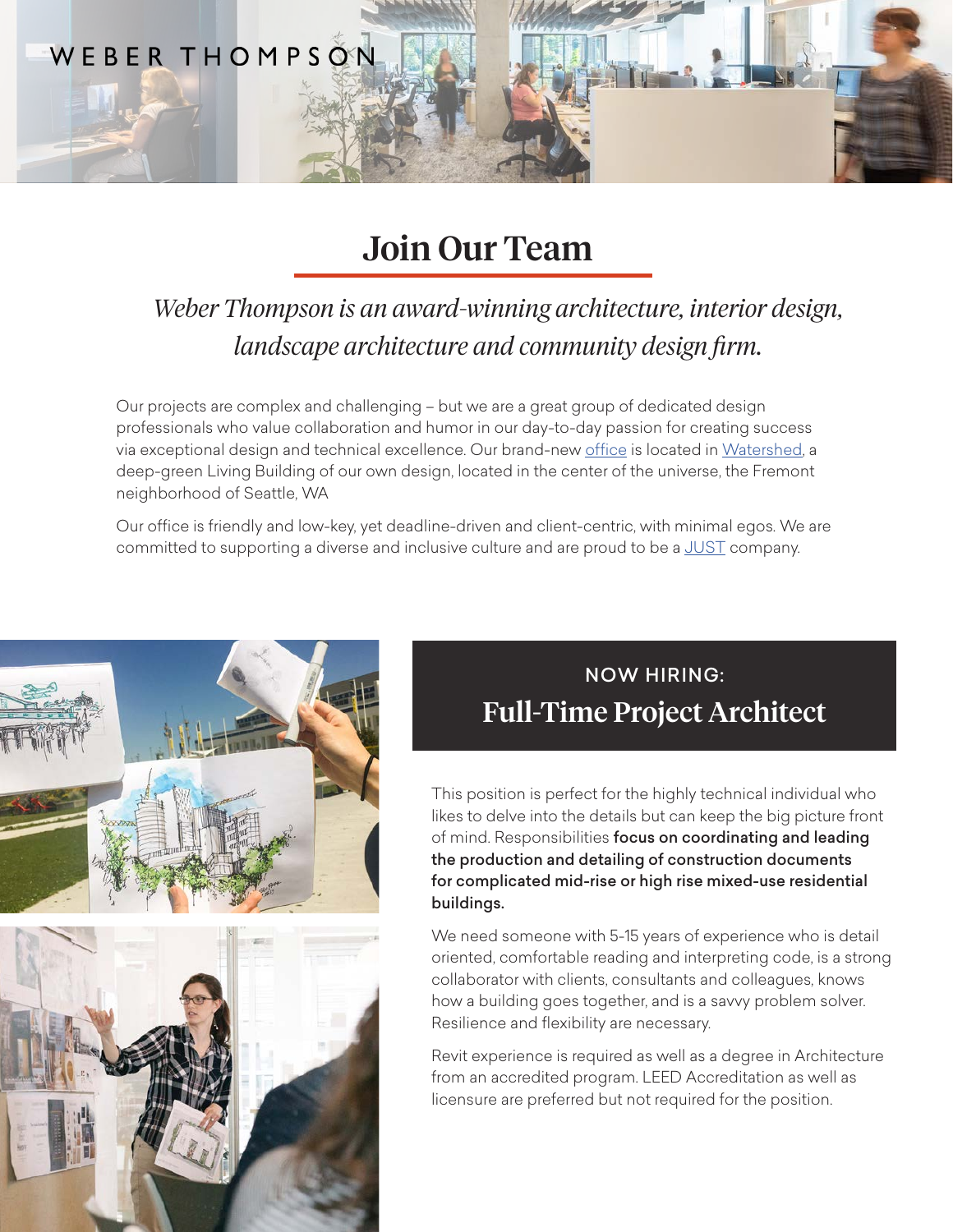WEBER THOMPSON

# Join Our Team

*Weber Thompson is an award-winning architecture, interior design, landscape architecture and community design firm.*

Our projects are complex and challenging – but we are a great group of dedicated design professionals who value collaboration and humor in our day-to-day passion for creating success via exceptional design and technical excellence. Our brand-new office is located in Watershed, a deep-green Living Building of our own design, located in the center of the universe, the Fremont neighborhood of Seattle, WA

Our office is friendly and low-key, yet deadline-driven and client-centric, with minimal egos. We are committed to supporting a diverse and inclusive culture and are proud to be a JUST company.

## NOW HIRING:

## Full-Time Project Architect

This position is perfect for the highly technical individual who likes to delve into the details but can keep the big picture front of mind. Responsibilities **focus on coordinating and leading the production and detailing of construction documents for complicated mid-rise or high rise mixed-use residential buildings.**

We need someone with 5-15 years of experience who is detail oriented, comfortable reading and interpreting code, is a strong collaborator with clients, consultants and colleagues, knows how a building goes together, and is a savvy problem solver. Resilience and flexibility are necessary.

Revit experience is required as well as a degree in Architecture from an accredited program. LEED Accreditation as well as licensure are preferred but not required for the position.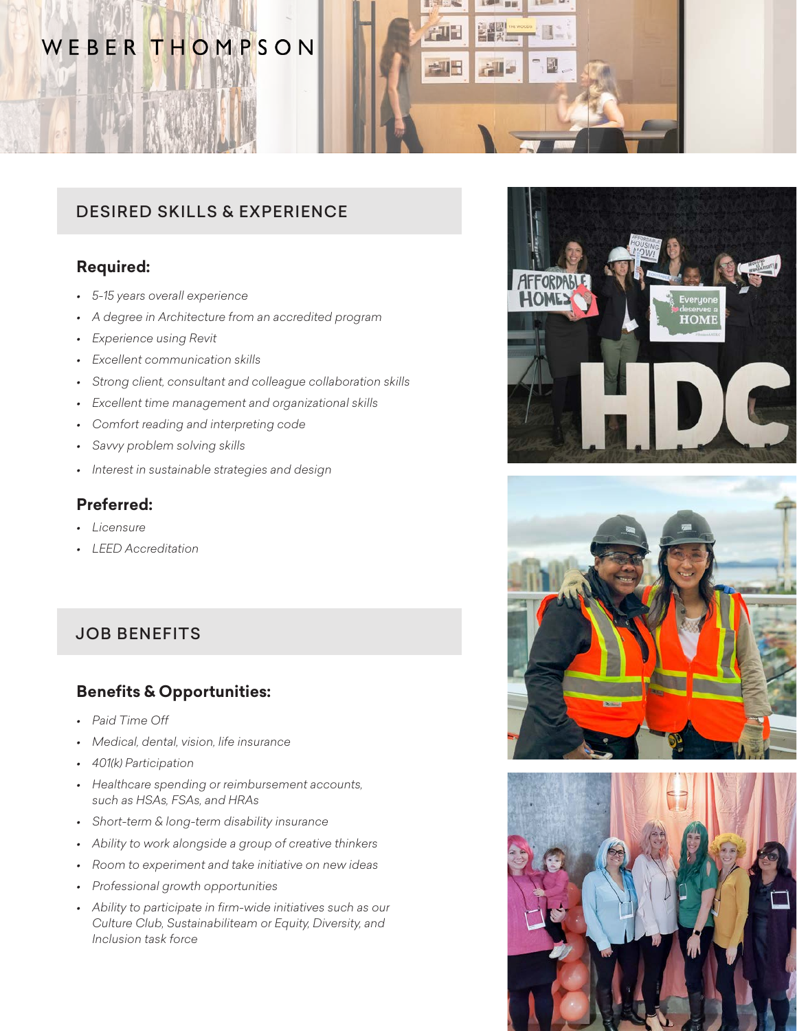# WEBER THOMPSON

## DESIRED SKILLS & EXPERIENCE

### Required:

- *5-15 years overall experience*
- *A degree in Architecture from an accredited program*
- *Experience using Revit*
- *Excellent communication skills*
- *Strong client, consultant and colleague collaboration skills*
- *Excellent time management and organizational skills*
- *Comfort reading and interpreting code*
- *Savvy problem solving skills*
- *Interest in sustainable strategies and design*

### Preferred:

- *Licensure*
- *LEED Accreditation*

## JOB BENEFITS

### Benefits & Opportunities:

- *Paid Time Off*
- *Medical, dental, vision, life insurance*
- *401(k) Participation*
- *Healthcare spending or reimbursement accounts, such as HSAs, FSAs, and HRAs*
- *Short-term & long-term disability insurance*
- *Ability to work alongside a group of creative thinkers*
- *Room to experiment and take initiative on new ideas*
- *Professional growth opportunities*
- *Ability to participate in firm-wide initiatives such as our Culture Club, Sustainabiliteam or Equity, Diversity, and Inclusion task force*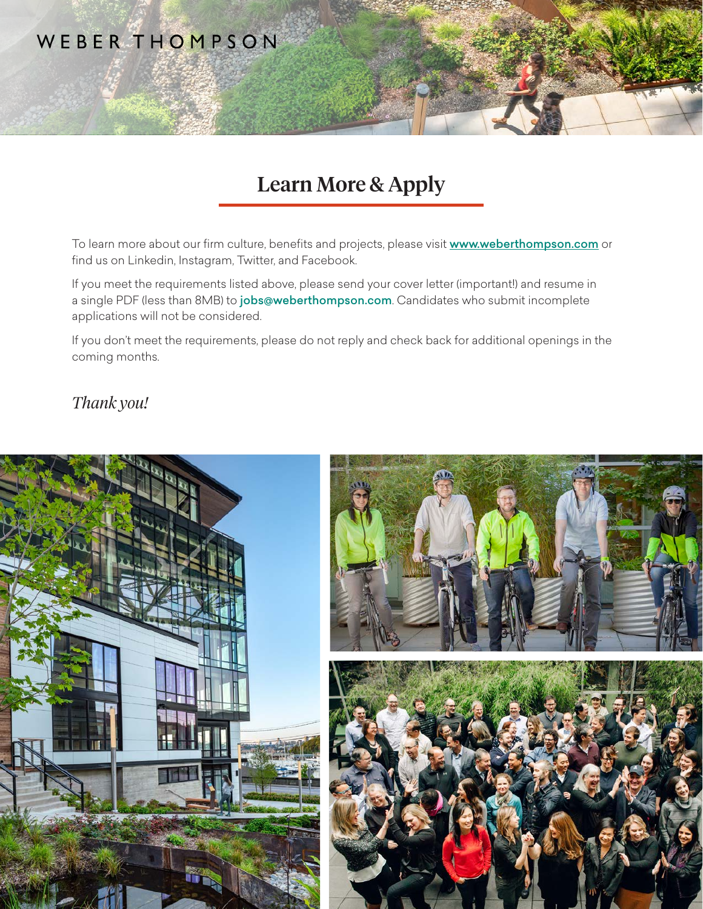WEBER THOMPSON

## Learn More & Apply

To learn more about our firm culture, benefits and projects, please visit **www.weberthompson.com** or find us on Linkedin, Instagram, Twitter, and Facebook.

If you meet the requirements listed above, please send your cover letter (important!) and resume in a single PDF (less than 8MB) to **jobs@weberthompson.com**. Candidates who submit incomplete applications will not be considered.

If you don't meet the requirements, please do not reply and check back for additional openings in the coming months.

*Thank you!*